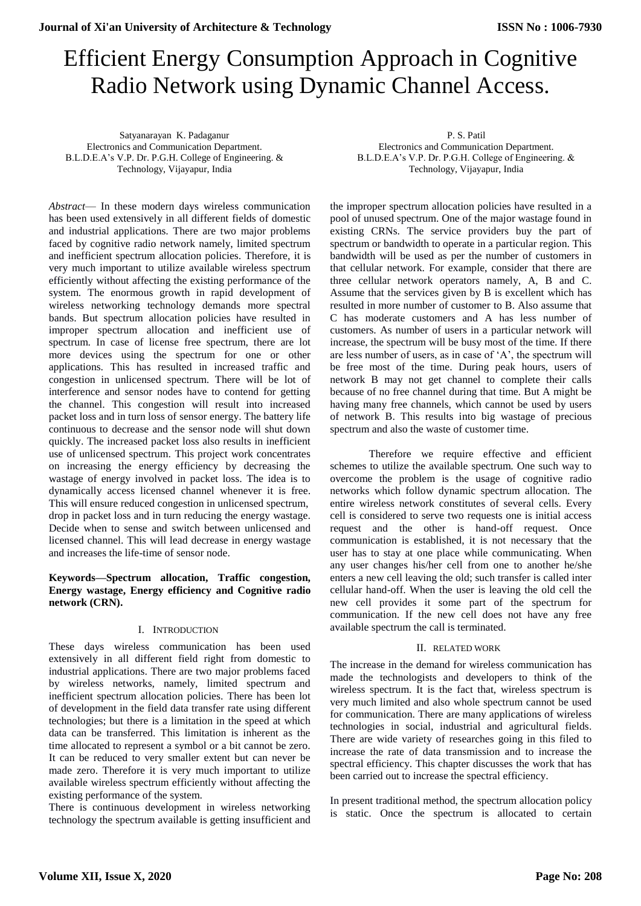# Efficient Energy Consumption Approach in Cognitive Radio Network using Dynamic Channel Access.

Satyanarayan K. Padaganur
Electronics and Communication Department.
B.L.D.E.A's V.P. Dr. P.G.H. College of Engineering. & Technology, Vijayapur, India

P. S. Patil
Electronics and Communication Department.
B.L.D.E.A's V.P. Dr. P.G.H. College of Engineering. & Technology, Vijayapur, India

*Abstract*— In these modern days wireless communication has been used extensively in all different fields of domestic and industrial applications. There are two major problems faced by cognitive radio network namely, limited spectrum and inefficient spectrum allocation policies. Therefore, it is very much important to utilize available wireless spectrum efficiently without affecting the existing performance of the system. The enormous growth in rapid development of wireless networking technology demands more spectral bands. But spectrum allocation policies have resulted in improper spectrum allocation and inefficient use of spectrum. In case of license free spectrum, there are lot more devices using the spectrum for one or other applications. This has resulted in increased traffic and congestion in unlicensed spectrum. There will be lot of interference and sensor nodes have to contend for getting the channel. This congestion will result into increased packet loss and in turn loss of sensor energy. The battery life continuous to decrease and the sensor node will shut down quickly. The increased packet loss also results in inefficient use of unlicensed spectrum. This project work concentrates on increasing the energy efficiency by decreasing the wastage of energy involved in packet loss. The idea is to dynamically access licensed channel whenever it is free. This will ensure reduced congestion in unlicensed spectrum, drop in packet loss and in turn reducing the energy wastage. Decide when to sense and switch between unlicensed and licensed channel. This will lead decrease in energy wastage and increases the life-time of sensor node.

**Keywords—Spectrum allocation, Traffic congestion, Energy wastage, Energy efficiency and Cognitive radio network (CRN).**

## I. Introduction

These days wireless communication has been used extensively in all different field right from domestic to industrial applications. There are two major problems faced by wireless networks, namely, limited spectrum and inefficient spectrum allocation policies. There has been lot of development in the field data transfer rate using different technologies; but there is a limitation in the speed at which data can be transferred. This limitation is inherent as the time allocated to represent a symbol or a bit cannot be zero. It can be reduced to very smaller extent but can never be made zero. Therefore it is very much important to utilize available wireless spectrum efficiently without affecting the existing performance of the system.

There is continuous development in wireless networking technology the spectrum available is getting insufficient and the improper spectrum allocation policies have resulted in a pool of unused spectrum. One of the major wastage found in existing CRNs. The service providers buy the part of spectrum or bandwidth to operate in a particular region. This bandwidth will be used as per the number of customers in that cellular network. For example, consider that there are three cellular network operators namely, A, B and C. Assume that the services given by B is excellent which has resulted in more number of customer to B. Also assume that C has moderate customers and A has less number of customers. As number of users in a particular network will increase, the spectrum will be busy most of the time. If there are less number of users, as in case of 'A', the spectrum will be free most of the time. During peak hours, users of network B may not get channel to complete their calls because of no free channel during that time. But A might be having many free channels, which cannot be used by users of network B. This results into big wastage of precious spectrum and also the waste of customer time.

Therefore we require effective and efficient schemes to utilize the available spectrum. One such way to overcome the problem is the usage of cognitive radio networks which follow dynamic spectrum allocation. The entire wireless network constitutes of several cells. Every cell is considered to serve two requests one is initial access request and the other is hand-off request. Once communication is established, it is not necessary that the user has to stay at one place while communicating. When any user changes his/her cell from one to another he/she enters a new cell leaving the old; such transfer is called inter cellular hand-off. When the user is leaving the old cell the new cell provides it some part of the spectrum for communication. If the new cell does not have any free available spectrum the call is terminated.

## II. Related Work

The increase in the demand for wireless communication has made the technologists and developers to think of the wireless spectrum. It is the fact that, wireless spectrum is very much limited and also whole spectrum cannot be used for communication. There are many applications of wireless technologies in social, industrial and agricultural fields. There are wide variety of researches going in this filed to increase the rate of data transmission and to increase the spectral efficiency. This chapter discusses the work that has been carried out to increase the spectral efficiency.

In present traditional method, the spectrum allocation policy is static. Once the spectrum is allocated to certain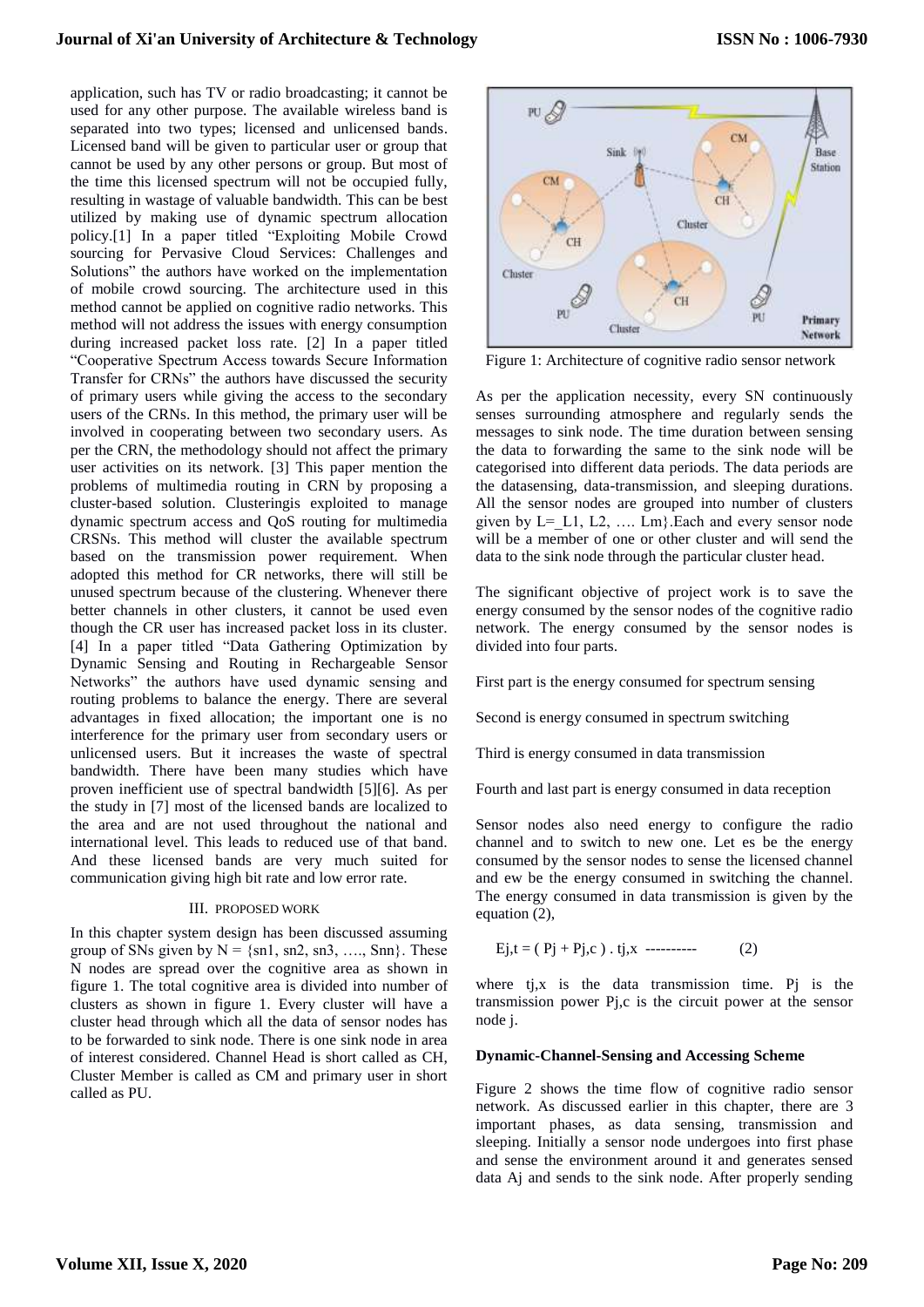application, such has TV or radio broadcasting; it cannot be used for any other purpose. The available wireless band is separated into two types; licensed and unlicensed bands. Licensed band will be given to particular user or group that cannot be used by any other persons or group. But most of the time this licensed spectrum will not be occupied fully, resulting in wastage of valuable bandwidth. This can be best utilized by making use of dynamic spectrum allocation policy.[1] In a paper titled "Exploiting Mobile Crowd sourcing for Pervasive Cloud Services: Challenges and Solutions" the authors have worked on the implementation of mobile crowd sourcing. The architecture used in this method cannot be applied on cognitive radio networks. This method will not address the issues with energy consumption during increased packet loss rate. [2] In a paper titled "Cooperative Spectrum Access towards Secure Information Transfer for CRNs" the authors have discussed the security of primary users while giving the access to the secondary users of the CRNs. In this method, the primary user will be involved in cooperating between two secondary users. As per the CRN, the methodology should not affect the primary user activities on its network. [3] This paper mention the problems of multimedia routing in CRN by proposing a cluster-based solution. Clusteringis exploited to manage dynamic spectrum access and QoS routing for multimedia CRSNs. This method will cluster the available spectrum based on the transmission power requirement. When adopted this method for CR networks, there will still be unused spectrum because of the clustering. Whenever there better channels in other clusters, it cannot be used even though the CR user has increased packet loss in its cluster. [4] In a paper titled "Data Gathering Optimization by Dynamic Sensing and Routing in Rechargeable Sensor Networks" the authors have used dynamic sensing and routing problems to balance the energy. There are several advantages in fixed allocation; the important one is no interference for the primary user from secondary users or unlicensed users. But it increases the waste of spectral bandwidth. There have been many studies which have proven inefficient use of spectral bandwidth [5][6]. As per the study in [7] most of the licensed bands are localized to the area and are not used throughout the national and international level. This leads to reduced use of that band. And these licensed bands are very much suited for communication giving high bit rate and low error rate.

## III. PROPOSED WORK

In this chapter system design has been discussed assuming group of SNs given by N = {sn1, sn2, sn3, …., Snn}. These N nodes are spread over the cognitive area as shown in figure 1. The total cognitive area is divided into number of clusters as shown in figure 1. Every cluster will have a cluster head through which all the data of sensor nodes has to be forwarded to sink node. There is one sink node in area of interest considered. Channel Head is short called as CH, Cluster Member is called as CM and primary user in short called as PU.

Figure 1: Architecture of cognitive radio sensor network

As per the application necessity, every SN continuously senses surrounding atmosphere and regularly sends the messages to sink node. The time duration between sensing the data to forwarding the same to the sink node will be categorised into different data periods. The data periods are the datasensing, data-transmission, and sleeping durations. All the sensor nodes are grouped into number of clusters given by L=_L1, L2, …. Lm}.Each and every sensor node will be a member of one or other cluster and will send the data to the sink node through the particular cluster head.

The significant objective of project work is to save the energy consumed by the sensor nodes of the cognitive radio network. The energy consumed by the sensor nodes is divided into four parts.

First part is the energy consumed for spectrum sensing

Second is energy consumed in spectrum switching

Third is energy consumed in data transmission

Fourth and last part is energy consumed in data reception

Sensor nodes also need energy to configure the radio channel and to switch to new one. Let es be the energy consumed by the sensor nodes to sense the licensed channel and ew be the energy consumed in switching the channel. The energy consumed in data transmission is given by the equation (2),

$$E_{j,t} = ( P_j + P_{j,c} ) \cdot t_{j,x} \quad (2)$$

where $t_{j,x}$ is the data transmission time. $P_j$ is the transmission power $P_{j,c}$ is the circuit power at the sensor node j.

**Dynamic-Channel-Sensing and Accessing Scheme**

Figure 2 shows the time flow of cognitive radio sensor network. As discussed earlier in this chapter, there are 3 important phases, as data sensing, transmission and sleeping. Initially a sensor node undergoes into first phase and sense the environment around it and generates sensed data $A_j$ and sends to the sink node. After properly sending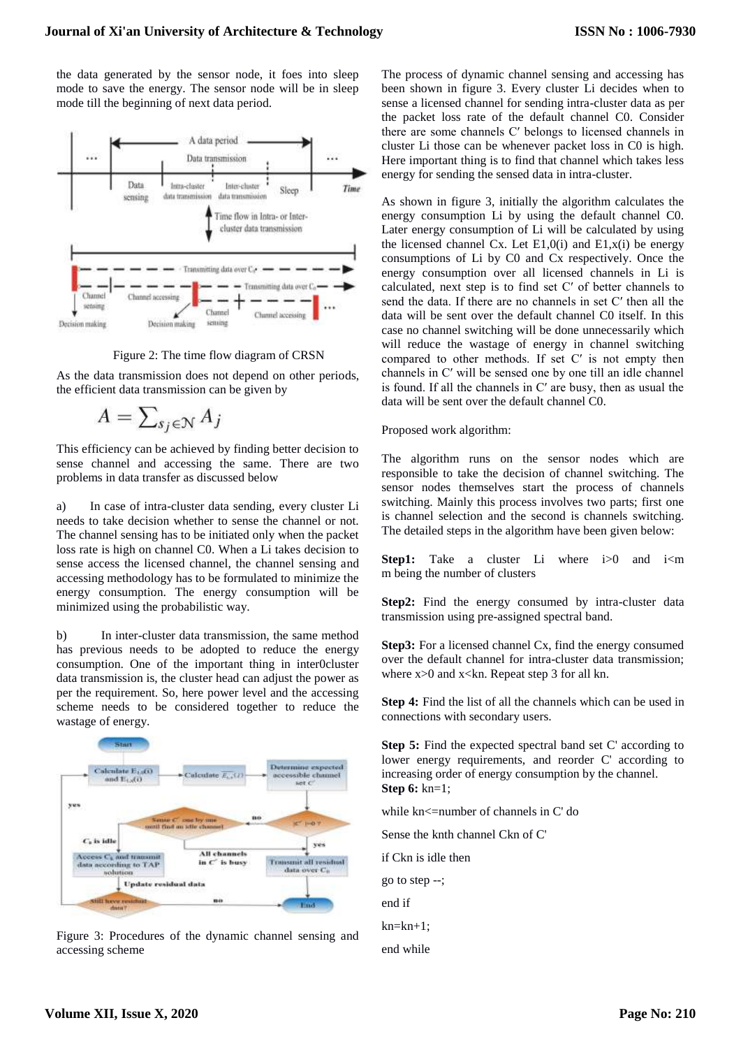the data generated by the sensor node, it foes into sleep mode to save the energy. The sensor node will be in sleep mode till the beginning of next data period.

Figure 2: The time flow diagram of CRSN

As the data transmission does not depend on other periods, the efficient data transmission can be given by

$$A = \sum_{s_j \in \mathcal{N}} A_j$$

This efficiency can be achieved by finding better decision to sense channel and accessing the same. There are two problems in data transfer as discussed below

a) In case of intra-cluster data sending, every cluster Li needs to take decision whether to sense the channel or not. The channel sensing has to be initiated only when the packet loss rate is high on channel C0. When a Li takes decision to sense access the licensed channel, the channel sensing and accessing methodology has to be formulated to minimize the energy consumption. The energy consumption will be minimized using the probabilitic way.

b) In inter-cluster data transmission, the same method has previous needs to be adopted to reduce the energy consumption. One of the important thing in inter0cluster data transmission is, the cluster head can adjust the power as per the requirement. So, here power level and the accessing scheme needs to be considered together to reduce the wastage of energy.

Figure 3: Procedures of the dynamic channel sensing and accessing scheme

The process of dynamic channel sensing and accessing has been shown in figure 3. Every cluster Li decides when to sense a licensed channel for sending intra-cluster data as per the packet loss rate of the default channel C0. Consider there are some channels C′ belongs to licensed channels in cluster Li those can be whenever packet loss in C0 is high. Here important thing is to find that channel which takes less energy for sending the sensed data in intra-cluster.

As shown in figure 3, initially the algorithm calculates the energy consumption Li by using the default channel C0. Later energy consumption of Li will be calculated by using the licensed channel Cx. Let E1,0(i) and E1,x(i) be energy consumptions of Li by C0 and Cx respectively. Once the energy consumption over all licensed channels in Li is calculated, next step is to find set C′ of better channels to send the data. If there are no channels in set C′ then all the data will be sent over the default channel C0 itself. In this case no channel switching will be done unnecessarily which will reduce the wastage of energy in channel switching compared to other methods. If set C′ is not empty then channels in C′ will be sensed one by one till an idle channel is found. If all the channels in C′ are busy, then as usual the data will be sent over the default channel C0.

Proposed work algorithm:

The algorithm runs on the sensor nodes which are responsible to take the decision of channel switching. The sensor nodes themselves start the process of channels switching. Mainly this process involves two parts; first one is channel selection and the second is channels switching. The detailed steps in the algorithm have been given below:

**Step1:** Take a cluster Li where i>0 and i<m m being the number of clusters

**Step2:** Find the energy consumed by intra-cluster data transmission using pre-assigned spectral band.

**Step3:** For a licensed channel Cx, find the energy consumed over the default channel for intra-cluster data transmission; where x>0 and x<kn. Repeat step 3 for all kn.

**Step 4:** Find the list of all the channels which can be used in connections with secondary users.

**Step 5:** Find the expected spectral band set C' according to lower energy requirements, and reorder C' according to increasing order of energy consumption by the channel.

**Step 6:** kn=1;

while kn<=number of channels in C' do

Sense the knth channel Ckn of C'

if Ckn is idle then

go to step --;

end if

kn=kn+1;

end while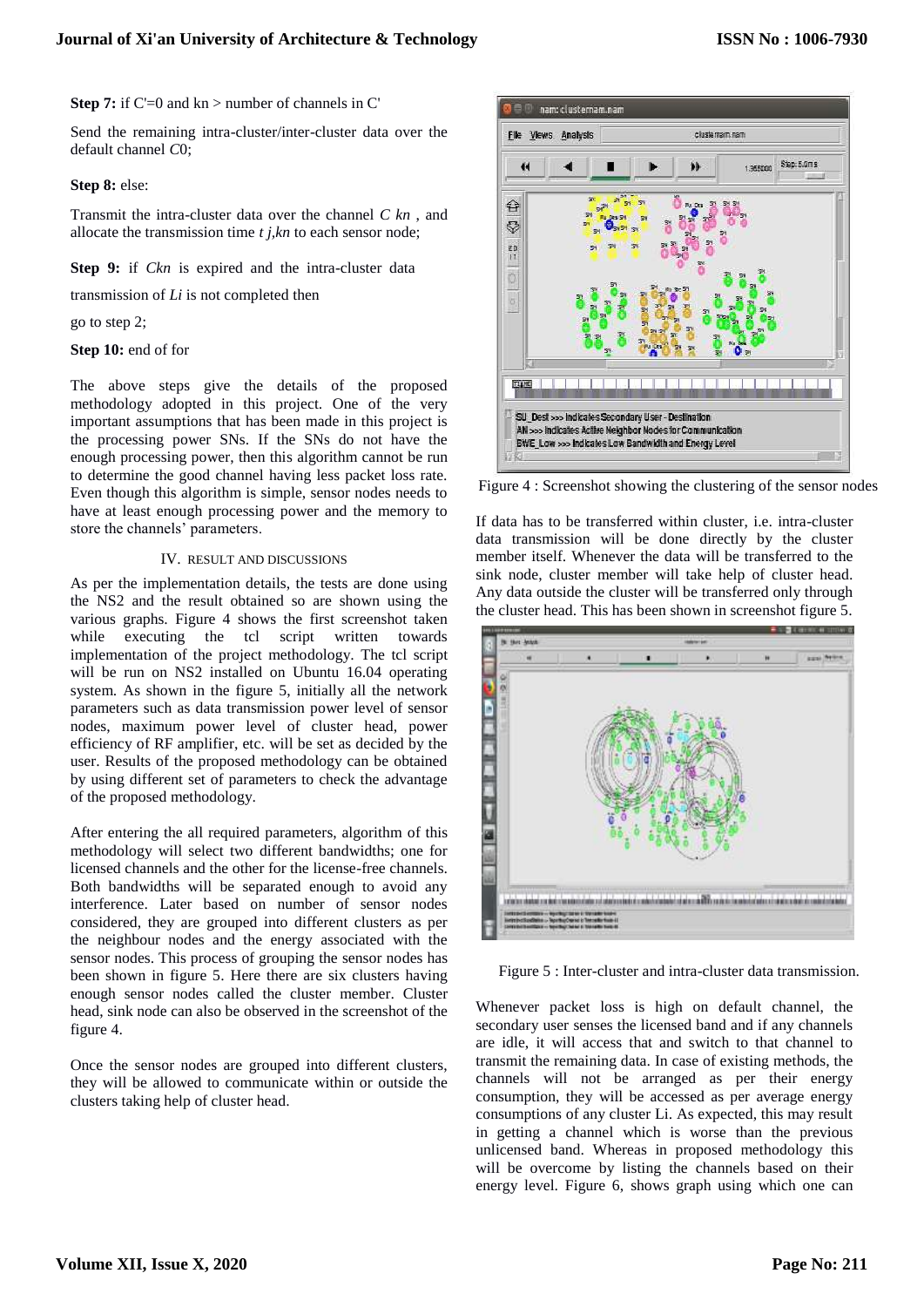**Step 7:** if C'=0 and kn > number of channels in C'

Send the remaining intra-cluster/inter-cluster data over the default channel *C*0;

**Step 8:** else:

Transmit the intra-cluster data over the channel *C kn* , and allocate the transmission time *t j,kn* to each sensor node;

**Step 9:** if *Ckn* is expired and the intra-cluster data transmission of *Li* is not completed then

go to step 2;

**Step 10:** end of for

The above steps give the details of the proposed methodology adopted in this project. One of the very important assumptions that has been made in this project is the processing power SNs. If the SNs do not have the enough processing power, then this algorithm cannot be run to determine the good channel having less packet loss rate. Even though this algorithm is simple, sensor nodes needs to have at least enough processing power and the memory to store the channels' parameters.

## IV. Result and Discussions

As per the implementation details, the tests are done using the NS2 and the result obtained so are shown using the various graphs. Figure 4 shows the first screenshot taken while executing the tcl script written towards implementation of the project methodology. The tcl script will be run on NS2 installed on Ubuntu 16.04 operating system. As shown in the figure 5, initially all the network parameters such as data transmission power level of sensor nodes, maximum power level of cluster head, power efficiency of RF amplifier, etc. will be set as decided by the user. Results of the proposed methodology can be obtained by using different set of parameters to check the advantage of the proposed methodology.

After entering the all required parameters, algorithm of this methodology will select two different bandwidths; one for licensed channels and the other for the license-free channels. Both bandwidths will be separated enough to avoid any interference. Later based on number of sensor nodes considered, they are grouped into different clusters as per the neighbour nodes and the energy associated with the sensor nodes. This process of grouping the sensor nodes has been shown in figure 5. Here there are six clusters having enough sensor nodes called the cluster member. Cluster head, sink node can also be observed in the screenshot of the figure 4.

Once the sensor nodes are grouped into different clusters, they will be allowed to communicate within or outside the clusters taking help of cluster head.

Figure 4 : Screenshot showing the clustering of the sensor nodes

If data has to be transferred within cluster, i.e. intra-cluster data transmission will be done directly by the cluster member itself. Whenever the data will be transferred to the sink node, cluster member will take help of cluster head. Any data outside the cluster will be transferred only through the cluster head. This has been shown in screenshot figure 5.

Figure 5 : Inter-cluster and intra-cluster data transmission.

Whenever packet loss is high on default channel, the secondary user senses the licensed band and if any channels are idle, it will access that and switch to that channel to transmit the remaining data. In case of existing methods, the channels will not be arranged as per their energy consumption, they will be accessed as per average energy consumptions of any cluster Li. As expected, this may result in getting a channel which is worse than the previous unlicensed band. Whereas in proposed methodology this will be overcome by listing the channels based on their energy level. Figure 6, shows graph using which one can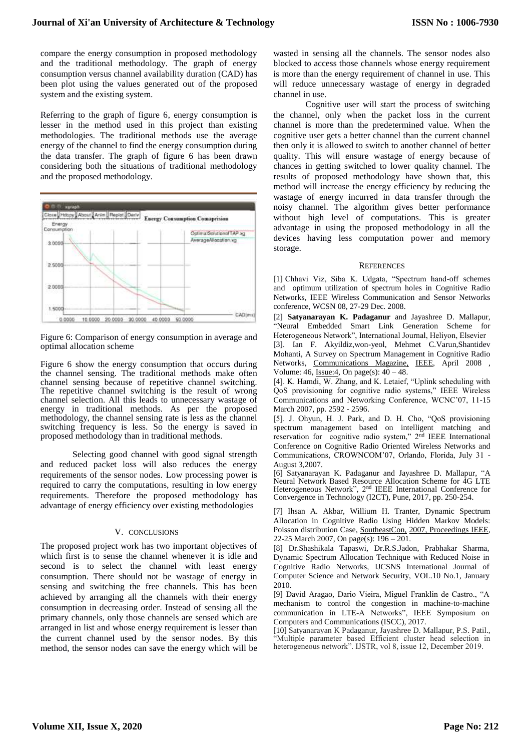compare the energy consumption in proposed methodology and the traditional methodology. The graph of energy consumption versus channel availability duration (CAD) has been plot using the values generated out of the proposed system and the existing system.

Referring to the graph of figure 6, energy consumption is lesser in the method used in this project than existing methodologies. The traditional methods use the average energy of the channel to find the energy consumption during the data transfer. The graph of figure 6 has been drawn considering both the situations of traditional methodology and the proposed methodology.

xgraph
Close Hdcpy About Anim Replot Deriv
Energy Consumption Comaprision
Energy Consumption
OptimalSolutionofTAP.xg
AverageAllocation.xg
3.0000
2.5000
2.0000
1.5000
0.0000 10.0000 20.0000 30.0000 40.0000 50.0000
CAD(ms)

Figure 6: Comparison of energy consumption in average and optimal allocation scheme

Figure 6 show the energy consumption that occurs during the channel sensing. The traditional methods make often channel sensing because of repetitive channel switching. The repetitive channel switching is the result of wrong channel selection. All this leads to unnecessary wastage of energy in traditional methods. As per the proposed methodology, the channel sensing rate is less as the channel switching frequency is less. So the energy is saved in proposed methodology than in traditional methods.

Selecting good channel with good signal strength and reduced packet loss will also reduces the energy requirements of the sensor nodes. Low processing power is required to carry the computations, resulting in low energy requirements. Therefore the proposed methodology has advantage of energy efficiency over existing methodologies

## V. CONCLUSIONS

The proposed project work has two important objectives of which first is to sense the channel whenever it is idle and second is to select the channel with least energy consumption. There should not be wastage of energy in sensing and switching the free channels. This has been achieved by arranging all the channels with their energy consumption in decreasing order. Instead of sensing all the primary channels, only those channels are sensed which are arranged in list and whose energy requirement is lesser than the current channel used by the sensor nodes. By this method, the sensor nodes can save the energy which will be wasted in sensing all the channels. The sensor nodes also blocked to access those channels whose energy requirement is more than the energy requirement of channel in use. This will reduce unnecessary wastage of energy in degraded channel in use.

Cognitive user will start the process of switching the channel, only when the packet loss in the current channel is more than the predetermined value. When the cognitive user gets a better channel than the current channel then only it is allowed to switch to another channel of better quality. This will ensure wastage of energy because of chances in getting switched to lower quality channel. The results of proposed methodology have shown that, this method will increase the energy efficiency by reducing the wastage of energy incurred in data transfer through the noisy channel. The algorithm gives better performance without high level of computations. This is greater advantage in using the proposed methodology in all the devices having less computation power and memory storage.

## REFERENCES

[1] Chhavi Viz, Siba K. Udgata, "Spectrum hand-off schemes and optimum utilization of spectrum holes in Cognitive Radio Networks, IEEE Wireless Communication and Sensor Networks conference, WCSN 08, 27-29 Dec. 2008.

[2] **Satyanarayan K. Padaganur** and Jayashree D. Mallapur, "Neural Embedded Smart Link Generation Scheme for Heterogeneous Network", International Journal, Heliyon, Elsevier

[3]. Ian F. Akyildiz,won-yeol, Mehmet C.Varun,Shantidev Mohanti, A Survey on Spectrum Management in Cognitive Radio Networks, Communications Magazine, IEEE, April 2008 , Volume: 46, Issue:4, On page(s): 40 – 48.

[4]. K. Hamdi, W. Zhang, and K. Letaief, "Uplink scheduling with QoS provisioning for cognitive radio systems," IEEE Wireless Communications and Networking Conference, WCNC'07, 11-15 March 2007, pp. 2592 - 2596.

[5]. J. Ohyun, H. J. Park, and D. H. Cho, "QoS provisioning spectrum management based on intelligent matching and reservation for cognitive radio system," 2nd IEEE International Conference on Cognitive Radio Oriented Wireless Networks and Communications, CROWNCOM'07, Orlando, Florida, July 31 - August 3,2007.

[6] Satyanarayan K. Padaganur and Jayashree D. Mallapur, "A Neural Network Based Resource Allocation Scheme for 4G LTE Heterogeneous Network", 2nd IEEE International Conference for Convergence in Technology (I2CT), Pune, 2017, pp. 250-254.

[7] Ihsan A. Akbar, Willium H. Tranter, Dynamic Spectrum Allocation in Cognitive Radio Using Hidden Markov Models: Poisson distribution Case, SoutheastCon, 2007, Proceedings IEEE, 22-25 March 2007, On page(s): 196 – 201.

[8] Dr.Shashikala Tapaswi, Dr.R.S.Jadon, Prabhakar Sharma, Dynamic Spectrum Allocation Technique with Reduced Noise in Cognitive Radio Networks, IJCSNS International Journal of Computer Science and Network Security, VOL.10 No.1, January 2010.

[9] David Aragao, Dario Vieira, Miguel Franklin de Castro., "A mechanism to control the congestion in machine-to-machine communication in LTE-A Networks", IEEE Symposium on Computers and Communications (ISCC), 2017.

[10] Satyanarayan K Padaganur, Jayashree D. Mallapur, P.S. Patil., "Multiple parameter based Efficient cluster head selection in heterogeneous network". IJSTR, vol 8, issue 12, December 2019.